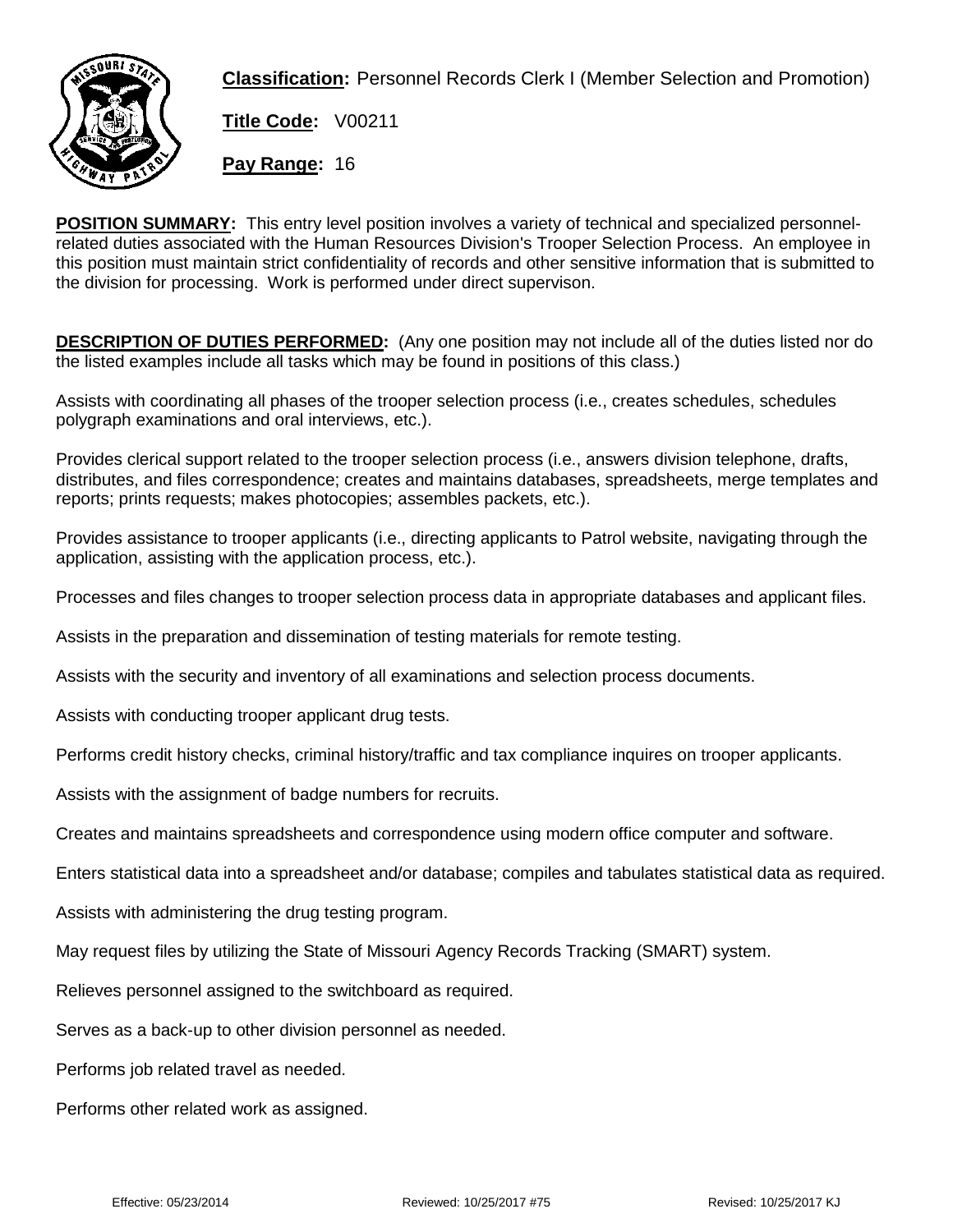**Classification:** Personnel Records Clerk I (Member Selection and Promotion)

**Title Code:** V00211

**Pay Range:** 16

**POSITION SUMMARY:** This entry level position involves a variety of technical and specialized personnel-related duties associated with the Human Resources Division's Trooper Selection Process. An employee in this position must maintain strict confidentiality of records and other sensitive information that is submitted to the division for processing. Work is performed under direct supervison.

**DESCRIPTION OF DUTIES PERFORMED:** (Any one position may not include all of the duties listed nor do the listed examples include all tasks which may be found in positions of this class.)

Assists with coordinating all phases of the trooper selection process (i.e., creates schedules, schedules polygraph examinations and oral interviews, etc.).

Provides clerical support related to the trooper selection process (i.e., answers division telephone, drafts, distributes, and files correspondence; creates and maintains databases, spreadsheets, merge templates and reports; prints requests; makes photocopies; assembles packets, etc.).

Provides assistance to trooper applicants (i.e., directing applicants to Patrol website, navigating through the application, assisting with the application process, etc.).

Processes and files changes to trooper selection process data in appropriate databases and applicant files.

Assists in the preparation and dissemination of testing materials for remote testing.

Assists with the security and inventory of all examinations and selection process documents.

Assists with conducting trooper applicant drug tests.

Performs credit history checks, criminal history/traffic and tax compliance inquires on trooper applicants.

Assists with the assignment of badge numbers for recruits.

Creates and maintains spreadsheets and correspondence using modern office computer and software.

Enters statistical data into a spreadsheet and/or database; compiles and tabulates statistical data as required.

Assists with administering the drug testing program.

May request files by utilizing the State of Missouri Agency Records Tracking (SMART) system.

Relieves personnel assigned to the switchboard as required.

Serves as a back-up to other division personnel as needed.

Performs job related travel as needed.

Performs other related work as assigned.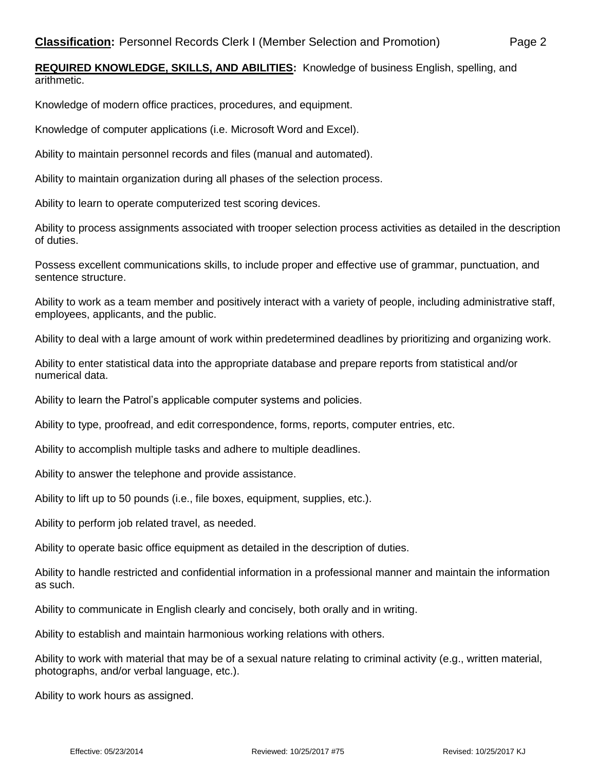**Classification:** Personnel Records Clerk I (Member Selection and Promotion)

**REQUIRED KNOWLEDGE, SKILLS, AND ABILITIES:** Knowledge of business English, spelling, and arithmetic.

Knowledge of modern office practices, procedures, and equipment.

Knowledge of computer applications (i.e. Microsoft Word and Excel).

Ability to maintain personnel records and files (manual and automated).

Ability to maintain organization during all phases of the selection process.

Ability to learn to operate computerized test scoring devices.

Ability to process assignments associated with trooper selection process activities as detailed in the description of duties.

Possess excellent communications skills, to include proper and effective use of grammar, punctuation, and sentence structure.

Ability to work as a team member and positively interact with a variety of people, including administrative staff, employees, applicants, and the public.

Ability to deal with a large amount of work within predetermined deadlines by prioritizing and organizing work.

Ability to enter statistical data into the appropriate database and prepare reports from statistical and/or numerical data.

Ability to learn the Patrol's applicable computer systems and policies.

Ability to type, proofread, and edit correspondence, forms, reports, computer entries, etc.

Ability to accomplish multiple tasks and adhere to multiple deadlines.

Ability to answer the telephone and provide assistance.

Ability to lift up to 50 pounds (i.e., file boxes, equipment, supplies, etc.).

Ability to perform job related travel, as needed.

Ability to operate basic office equipment as detailed in the description of duties.

Ability to handle restricted and confidential information in a professional manner and maintain the information as such.

Ability to communicate in English clearly and concisely, both orally and in writing.

Ability to establish and maintain harmonious working relations with others.

Ability to work with material that may be of a sexual nature relating to criminal activity (e.g., written material, photographs, and/or verbal language, etc.).

Ability to work hours as assigned.

Effective: 05/23/2014 Reviewed: 10/25/2017 #75 Revised: 10/25/2017 KJ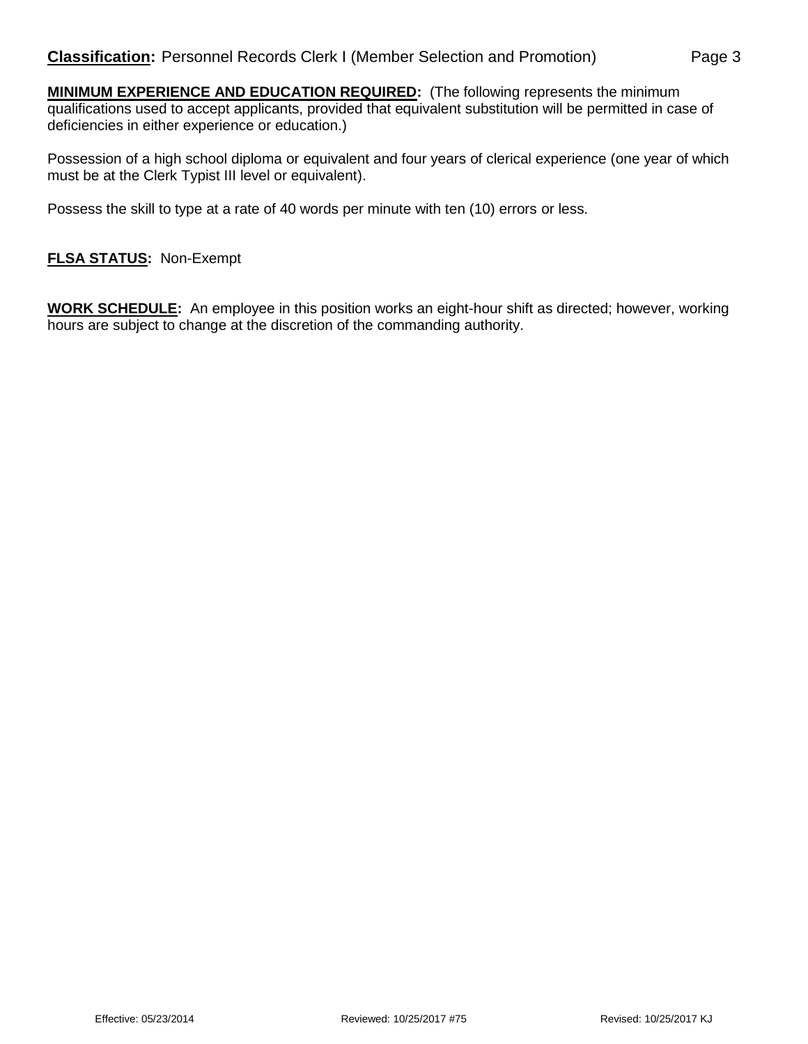**MINIMUM EXPERIENCE AND EDUCATION REQUIRED:** (The following represents the minimum qualifications used to accept applicants, provided that equivalent substitution will be permitted in case of deficiencies in either experience or education.)

Possession of a high school diploma or equivalent and four years of clerical experience (one year of which must be at the Clerk Typist III level or equivalent).

Possess the skill to type at a rate of 40 words per minute with ten (10) errors or less.

**FLSA STATUS:** Non-Exempt

**WORK SCHEDULE:** An employee in this position works an eight-hour shift as directed; however, working hours are subject to change at the discretion of the commanding authority.